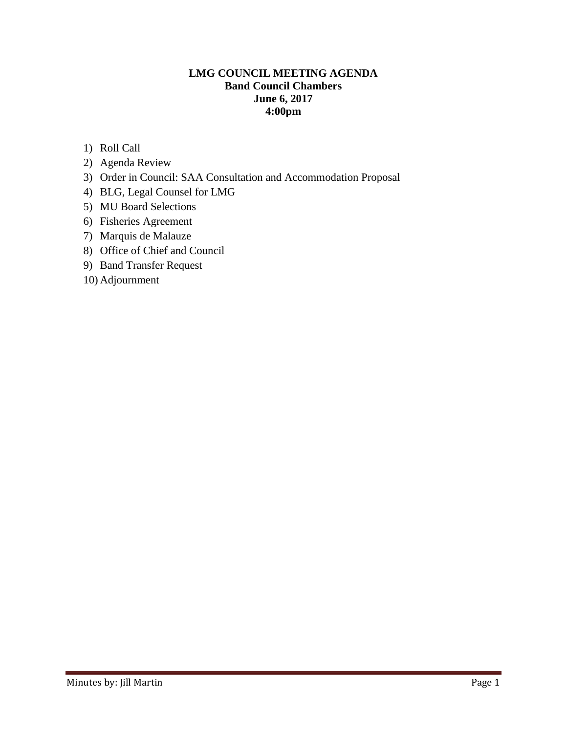# LMG COUNCIL MEETING AGENDA

**Band Council Chambers**

**June 6, 2017**

**4:00pm**

1) Roll Call
2) Agenda Review
3) Order in Council: SAA Consultation and Accommodation Proposal
4) BLG, Legal Counsel for LMG
5) MU Board Selections
6) Fisheries Agreement
7) Marquis de Malauze
8) Office of Chief and Council
9) Band Transfer Request
10) Adjournment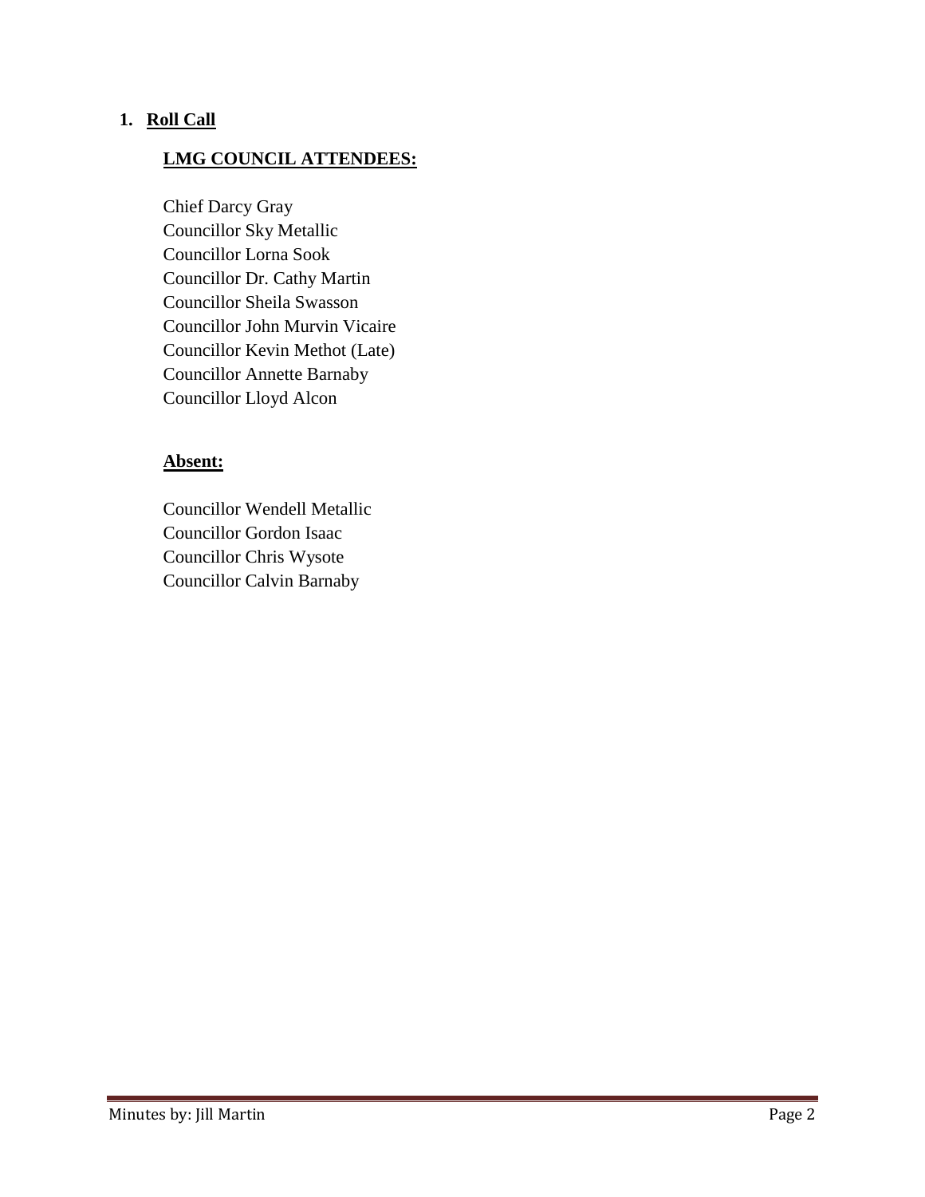## 1. Roll Call

### LMG COUNCIL ATTENDEES:

Chief Darcy Gray
Councillor Sky Metallic
Councillor Lorna Sook
Councillor Dr. Cathy Martin
Councillor Sheila Swasson
Councillor John Murvin Vicaire
Councillor Kevin Methot (Late)
Councillor Annette Barnaby
Councillor Lloyd Alcon

### Absent:

Councillor Wendell Metallic
Councillor Gordon Isaac
Councillor Chris Wysote
Councillor Calvin Barnaby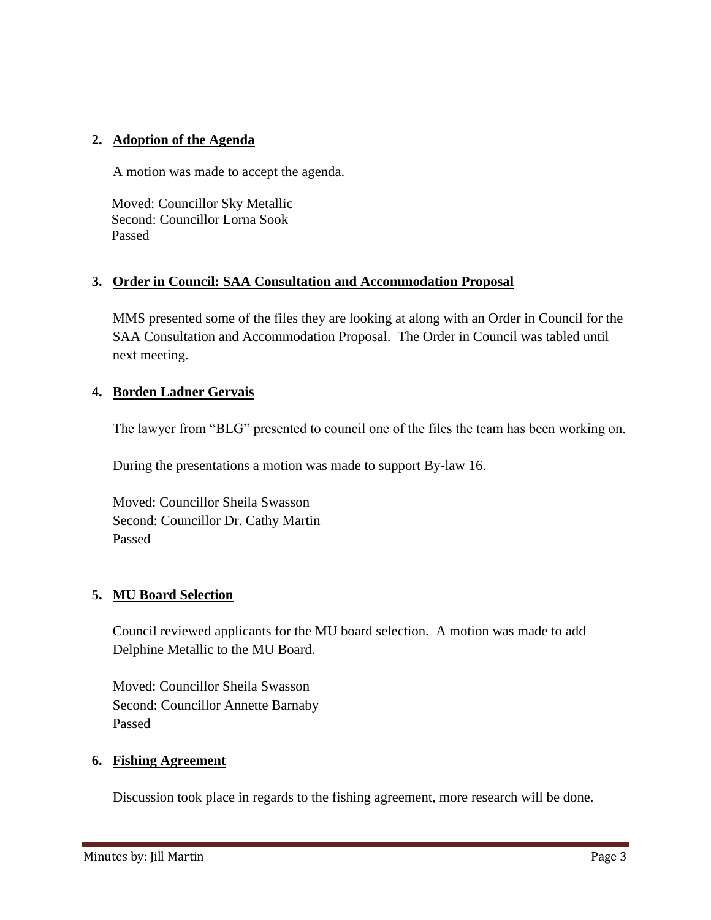## 2. Adoption of the Agenda

A motion was made to accept the agenda.

Moved: Councillor Sky Metallic
Second: Councillor Lorna Sook
Passed

## 3. Order in Council: SAA Consultation and Accommodation Proposal

MMS presented some of the files they are looking at along with an Order in Council for the SAA Consultation and Accommodation Proposal. The Order in Council was tabled until next meeting.

## 4. Borden Ladner Gervais

The lawyer from "BLG" presented to council one of the files the team has been working on.

During the presentations a motion was made to support By-law 16.

Moved: Councillor Sheila Swasson
Second: Councillor Dr. Cathy Martin
Passed

## 5. MU Board Selection

Council reviewed applicants for the MU board selection. A motion was made to add Delphine Metallic to the MU Board.

Moved: Councillor Sheila Swasson
Second: Councillor Annette Barnaby
Passed

## 6. Fishing Agreement

Discussion took place in regards to the fishing agreement, more research will be done.

Minutes by: Jill Martin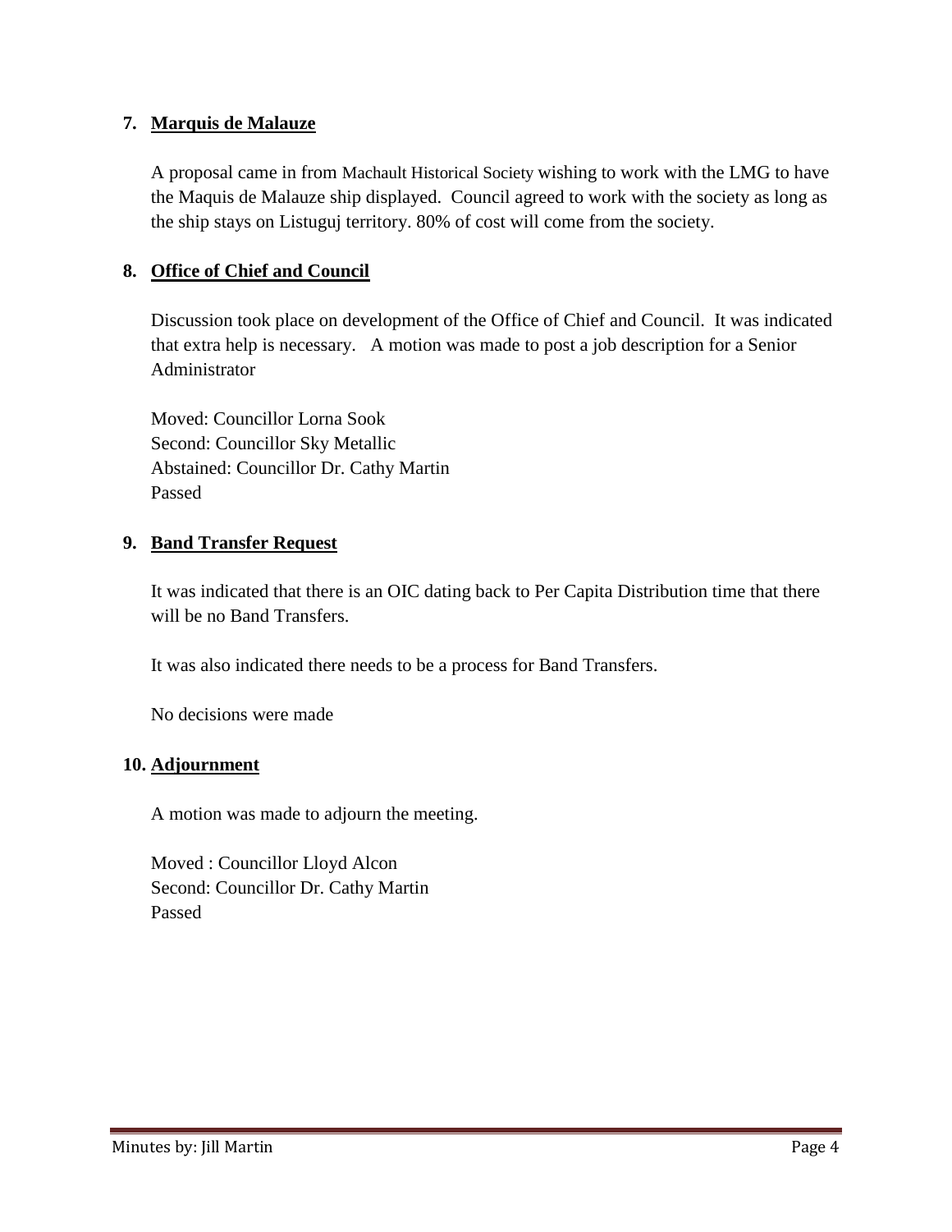7. **Marquis de Malauze**

   A proposal came in from Machault Historical Society wishing to work with the LMG to have the Maquis de Malauze ship displayed. Council agreed to work with the society as long as the ship stays on Listuguj territory. 80% of cost will come from the society.

8. **Office of Chief and Council**

   Discussion took place on development of the Office of Chief and Council. It was indicated that extra help is necessary. A motion was made to post a job description for a Senior Administrator

   Moved: Councillor Lorna Sook
   Second: Councillor Sky Metallic
   Abstained: Councillor Dr. Cathy Martin
   Passed

9. **Band Transfer Request**

   It was indicated that there is an OIC dating back to Per Capita Distribution time that there will be no Band Transfers.

   It was also indicated there needs to be a process for Band Transfers.

   No decisions were made

10. **Adjournment**

    A motion was made to adjourn the meeting.

    Moved : Councillor Lloyd Alcon
    Second: Councillor Dr. Cathy Martin
    Passed

Minutes by: Jill Martin